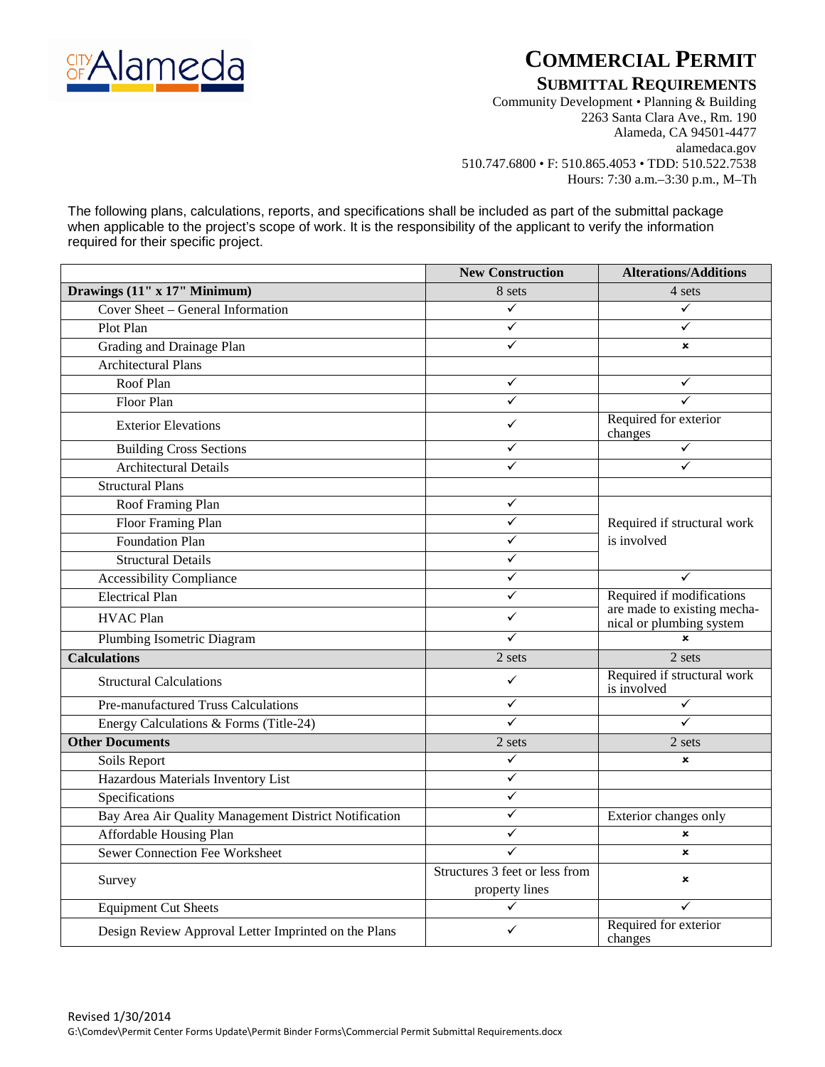# Commercial Permit

## Submittal Requirements

Community Development • Planning & Building
2263 Santa Clara Ave., Rm. 190
Alameda, CA 94501-4477
alamedaca.gov
510.747.6800 • F: 510.865.4053 • TDD: 510.522.7538
Hours: 7:30 a.m.–3:30 p.m., M–Th

The following plans, calculations, reports, and specifications shall be included as part of the submittal package when applicable to the project's scope of work. It is the responsibility of the applicant to verify the information required for their specific project.

| | New Construction | Alterations/Additions |
|---|---|---|
| **Drawings (11" x 17" Minimum)** | 8 sets | 4 sets |
| Cover Sheet – General Information | ✓ | ✓ |
| Plot Plan | ✓ | ✓ |
| Grading and Drainage Plan | ✓ | × |
| Architectural Plans | | |
| Roof Plan | ✓ | ✓ |
| Floor Plan | ✓ | ✓ |
| Exterior Elevations | ✓ | Required for exterior changes |
| Building Cross Sections | ✓ | ✓ |
| Architectural Details | ✓ | ✓ |
| Structural Plans | | |
| Roof Framing Plan | ✓ | Required if structural work is involved |
| Floor Framing Plan | ✓ | |
| Foundation Plan | ✓ | |
| Structural Details | ✓ | |
| Accessibility Compliance | ✓ | ✓ |
| Electrical Plan | ✓ | Required if modifications are made to existing mechanical or plumbing system |
| HVAC Plan | ✓ | |
| Plumbing Isometric Diagram | ✓ | × |
| **Calculations** | 2 sets | 2 sets |
| Structural Calculations | ✓ | Required if structural work is involved |
| Pre-manufactured Truss Calculations | ✓ | ✓ |
| Energy Calculations & Forms (Title-24) | ✓ | ✓ |
| **Other Documents** | 2 sets | 2 sets |
| Soils Report | ✓ | × |
| Hazardous Materials Inventory List | ✓ | |
| Specifications | ✓ | |
| Bay Area Air Quality Management District Notification | ✓ | Exterior changes only |
| Affordable Housing Plan | ✓ | × |
| Sewer Connection Fee Worksheet | ✓ | × |
| Survey | Structures 3 feet or less from property lines | × |
| Equipment Cut Sheets | ✓ | ✓ |
| Design Review Approval Letter Imprinted on the Plans | ✓ | Required for exterior changes |

Revised 1/30/2014
G:\Comdev\Permit Center Forms Update\Permit Binder Forms\Commercial Permit Submittal Requirements.docx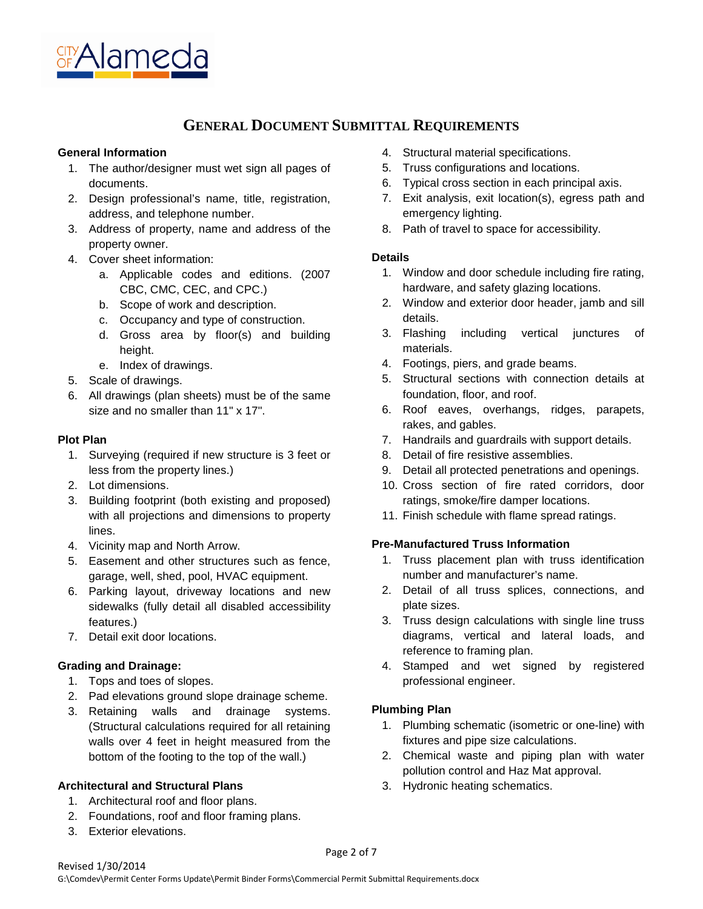# GENERAL DOCUMENT SUBMITTAL REQUIREMENTS

**General Information**

1. The author/designer must wet sign all pages of documents.
2. Design professional's name, title, registration, address, and telephone number.
3. Address of property, name and address of the property owner.
4. Cover sheet information:
    a. Applicable codes and editions. (2007 CBC, CMC, CEC, and CPC.)
    b. Scope of work and description.
    c. Occupancy and type of construction.
    d. Gross area by floor(s) and building height.
    e. Index of drawings.
5. Scale of drawings.
6. All drawings (plan sheets) must be of the same size and no smaller than 11" x 17".

**Plot Plan**

1. Surveying (required if new structure is 3 feet or less from the property lines.)
2. Lot dimensions.
3. Building footprint (both existing and proposed) with all projections and dimensions to property lines.
4. Vicinity map and North Arrow.
5. Easement and other structures such as fence, garage, well, shed, pool, HVAC equipment.
6. Parking layout, driveway locations and new sidewalks (fully detail all disabled accessibility features.)
7. Detail exit door locations.

**Grading and Drainage:**

1. Tops and toes of slopes.
2. Pad elevations ground slope drainage scheme.
3. Retaining walls and drainage systems. (Structural calculations required for all retaining walls over 4 feet in height measured from the bottom of the footing to the top of the wall.)

**Architectural and Structural Plans**

1. Architectural roof and floor plans.
2. Foundations, roof and floor framing plans.
3. Exterior elevations.
4. Structural material specifications.
5. Truss configurations and locations.
6. Typical cross section in each principal axis.
7. Exit analysis, exit location(s), egress path and emergency lighting.
8. Path of travel to space for accessibility.

**Details**

1. Window and door schedule including fire rating, hardware, and safety glazing locations.
2. Window and exterior door header, jamb and sill details.
3. Flashing including vertical junctures of materials.
4. Footings, piers, and grade beams.
5. Structural sections with connection details at foundation, floor, and roof.
6. Roof eaves, overhangs, ridges, parapets, rakes, and gables.
7. Handrails and guardrails with support details.
8. Detail of fire resistive assemblies.
9. Detail all protected penetrations and openings.
10. Cross section of fire rated corridors, door ratings, smoke/fire damper locations.
11. Finish schedule with flame spread ratings.

**Pre-Manufactured Truss Information**

1. Truss placement plan with truss identification number and manufacturer's name.
2. Detail of all truss splices, connections, and plate sizes.
3. Truss design calculations with single line truss diagrams, vertical and lateral loads, and reference to framing plan.
4. Stamped and wet signed by registered professional engineer.

**Plumbing Plan**

1. Plumbing schematic (isometric or one-line) with fixtures and pipe size calculations.
2. Chemical waste and piping plan with water pollution control and Haz Mat approval.
3. Hydronic heating schematics.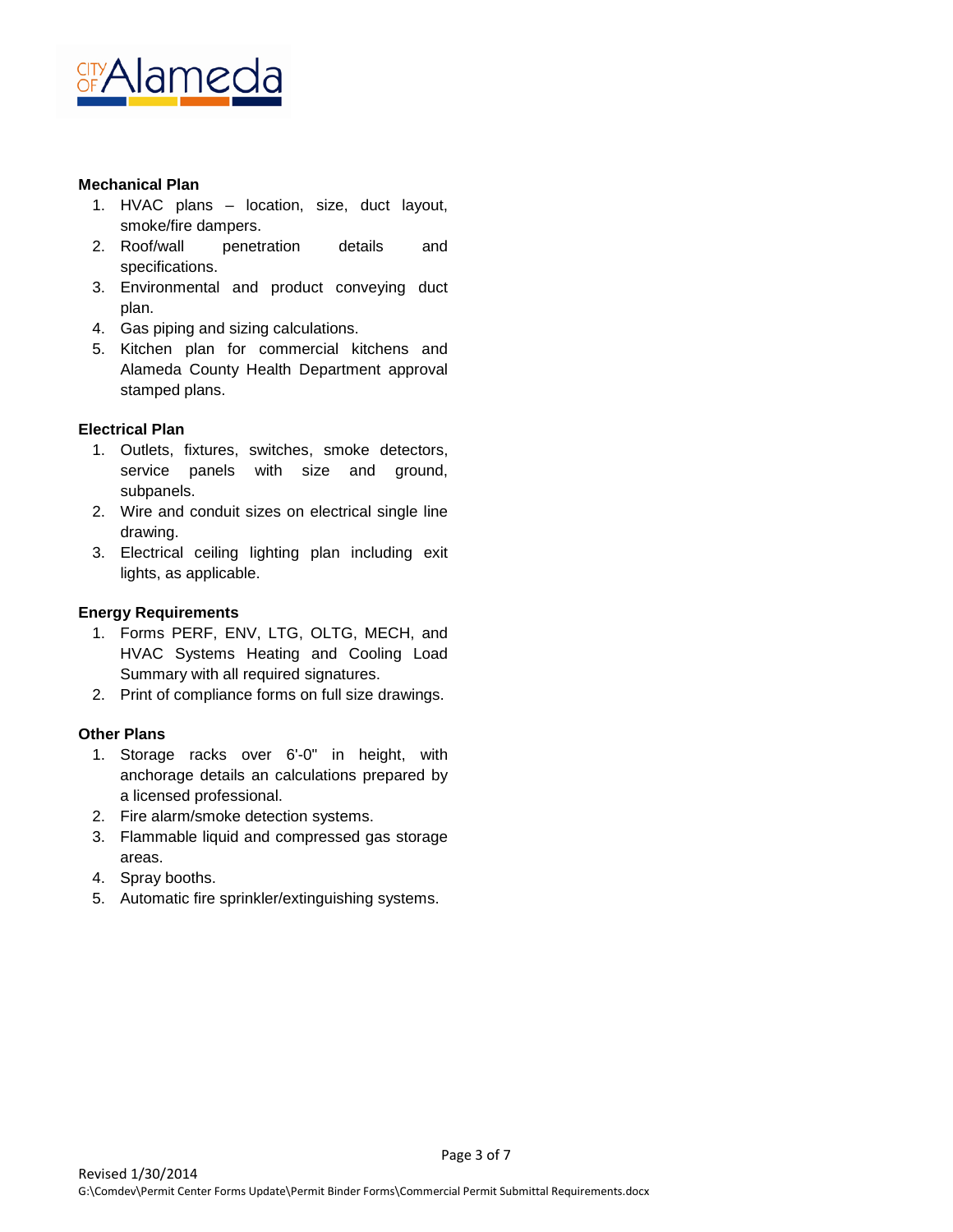**Mechanical Plan**

1. HVAC plans – location, size, duct layout, smoke/fire dampers.
2. Roof/wall penetration details and specifications.
3. Environmental and product conveying duct plan.
4. Gas piping and sizing calculations.
5. Kitchen plan for commercial kitchens and Alameda County Health Department approval stamped plans.

**Electrical Plan**

1. Outlets, fixtures, switches, smoke detectors, service panels with size and ground, subpanels.
2. Wire and conduit sizes on electrical single line drawing.
3. Electrical ceiling lighting plan including exit lights, as applicable.

**Energy Requirements**

1. Forms PERF, ENV, LTG, OLTG, MECH, and HVAC Systems Heating and Cooling Load Summary with all required signatures.
2. Print of compliance forms on full size drawings.

**Other Plans**

1. Storage racks over 6'-0" in height, with anchorage details an calculations prepared by a licensed professional.
2. Fire alarm/smoke detection systems.
3. Flammable liquid and compressed gas storage areas.
4. Spray booths.
5. Automatic fire sprinkler/extinguishing systems.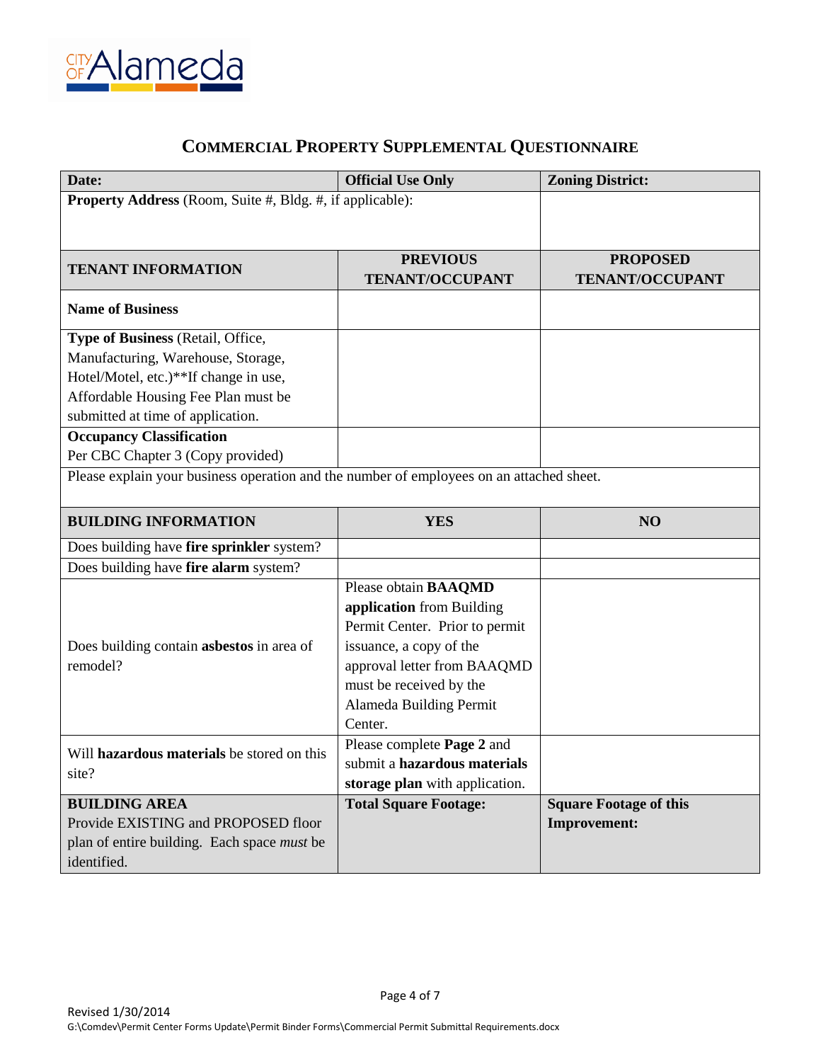CITY OF Alameda

## COMMERCIAL PROPERTY SUPPLEMENTAL QUESTIONNAIRE

| **Date:** | **Official Use Only** | **Zoning District:** |
|---|---|---|
| **Property Address** (Room, Suite #, Bldg. #, if applicable): | | |
| **TENANT INFORMATION** | **PREVIOUS TENANT/OCCUPANT** | **PROPOSED TENANT/OCCUPANT** |
| **Name of Business** | | |
| **Type of Business** (Retail, Office, Manufacturing, Warehouse, Storage, Hotel/Motel, etc.)**If change in use, Affordable Housing Fee Plan must be submitted at time of application. | | |
| **Occupancy Classification** Per CBC Chapter 3 (Copy provided) | | |
| Please explain your business operation and the number of employees on an attached sheet. | | |
| **BUILDING INFORMATION** | **YES** | **NO** |
| Does building have **fire sprinkler** system? | | |
| Does building have **fire alarm** system? | | |
| Does building contain **asbestos** in area of remodel? | Please obtain **BAAQMD application** from Building Permit Center. Prior to permit issuance, a copy of the approval letter from BAAQMD must be received by the Alameda Building Permit Center. | |
| Will **hazardous materials** be stored on this site? | Please complete **Page 2** and submit a **hazardous materials storage plan** with application. | |
| **BUILDING AREA** Provide EXISTING and PROPOSED floor plan of entire building. Each space *must* be identified. | **Total Square Footage:** | **Square Footage of this Improvement:** |

Revised 1/30/2014
G:\Comdev\Permit Center Forms Update\Permit Binder Forms\Commercial Permit Submittal Requirements.docx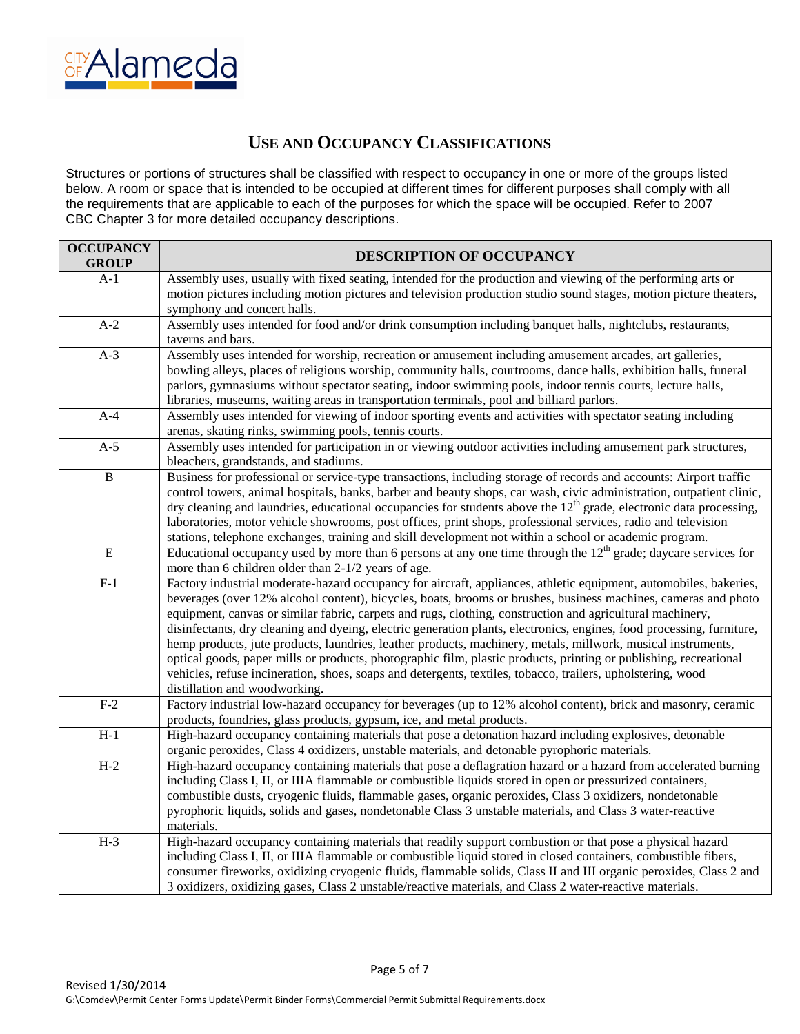## USE AND OCCUPANCY CLASSIFICATIONS

Structures or portions of structures shall be classified with respect to occupancy in one or more of the groups listed below. A room or space that is intended to be occupied at different times for different purposes shall comply with all the requirements that are applicable to each of the purposes for which the space will be occupied. Refer to 2007 CBC Chapter 3 for more detailed occupancy descriptions.

| OCCUPANCY GROUP | DESCRIPTION OF OCCUPANCY |
|---|---|
| A-1 | Assembly uses, usually with fixed seating, intended for the production and viewing of the performing arts or motion pictures including motion pictures and television production studio sound stages, motion picture theaters, symphony and concert halls. |
| A-2 | Assembly uses intended for food and/or drink consumption including banquet halls, nightclubs, restaurants, taverns and bars. |
| A-3 | Assembly uses intended for worship, recreation or amusement including amusement arcades, art galleries, bowling alleys, places of religious worship, community halls, courtrooms, dance halls, exhibition halls, funeral parlors, gymnasiums without spectator seating, indoor swimming pools, indoor tennis courts, lecture halls, libraries, museums, waiting areas in transportation terminals, pool and billiard parlors. |
| A-4 | Assembly uses intended for viewing of indoor sporting events and activities with spectator seating including arenas, skating rinks, swimming pools, tennis courts. |
| A-5 | Assembly uses intended for participation in or viewing outdoor activities including amusement park structures, bleachers, grandstands, and stadiums. |
| B | Business for professional or service-type transactions, including storage of records and accounts: Airport traffic control towers, animal hospitals, banks, barber and beauty shops, car wash, civic administration, outpatient clinic, dry cleaning and laundries, educational occupancies for students above the 12th grade, electronic data processing, laboratories, motor vehicle showrooms, post offices, print shops, professional services, radio and television stations, telephone exchanges, training and skill development not within a school or academic program. |
| E | Educational occupancy used by more than 6 persons at any one time through the 12th grade; daycare services for more than 6 children older than 2-1/2 years of age. |
| F-1 | Factory industrial moderate-hazard occupancy for aircraft, appliances, athletic equipment, automobiles, bakeries, beverages (over 12% alcohol content), bicycles, boats, brooms or brushes, business machines, cameras and photo equipment, canvas or similar fabric, carpets and rugs, clothing, construction and agricultural machinery, disinfectants, dry cleaning and dyeing, electric generation plants, electronics, engines, food processing, furniture, hemp products, jute products, laundries, leather products, machinery, metals, millwork, musical instruments, optical goods, paper mills or products, photographic film, plastic products, printing or publishing, recreational vehicles, refuse incineration, shoes, soaps and detergents, textiles, tobacco, trailers, upholstering, wood distillation and woodworking. |
| F-2 | Factory industrial low-hazard occupancy for beverages (up to 12% alcohol content), brick and masonry, ceramic products, foundries, glass products, gypsum, ice, and metal products. |
| H-1 | High-hazard occupancy containing materials that pose a detonation hazard including explosives, detonable organic peroxides, Class 4 oxidizers, unstable materials, and detonable pyrophoric materials. |
| H-2 | High-hazard occupancy containing materials that pose a deflagration hazard or a hazard from accelerated burning including Class I, II, or IIIA flammable or combustible liquids stored in open or pressurized containers, combustible dusts, cryogenic fluids, flammable gases, organic peroxides, Class 3 oxidizers, nondetonable pyrophoric liquids, solids and gases, nondetonable Class 3 unstable materials, and Class 3 water-reactive materials. |
| H-3 | High-hazard occupancy containing materials that readily support combustion or that pose a physical hazard including Class I, II, or IIIA flammable or combustible liquid stored in closed containers, combustible fibers, consumer fireworks, oxidizing cryogenic fluids, flammable solids, Class II and III organic peroxides, Class 2 and 3 oxidizers, oxidizing gases, Class 2 unstable/reactive materials, and Class 2 water-reactive materials. |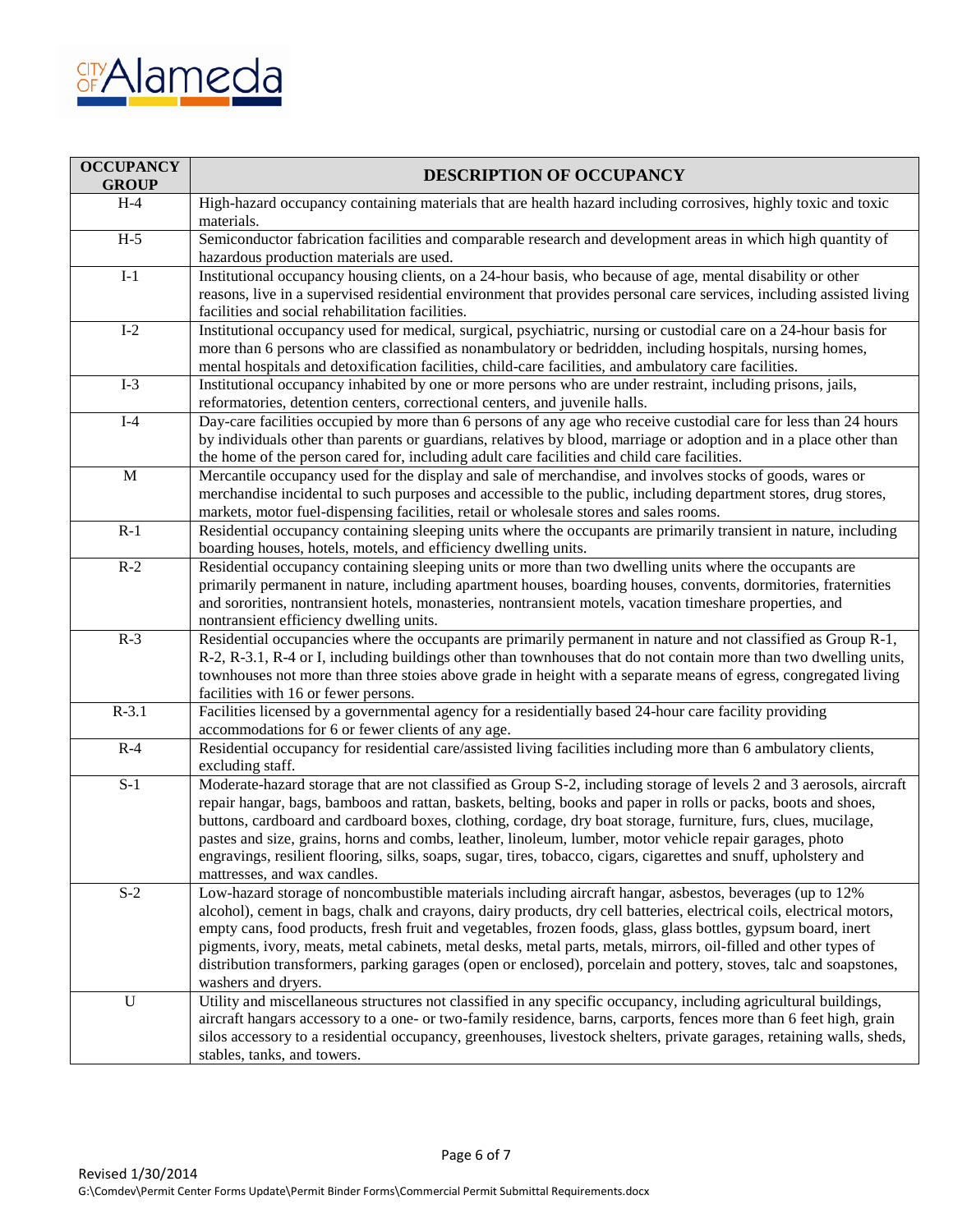| OCCUPANCY GROUP | DESCRIPTION OF OCCUPANCY |
|---|---|
| H-4 | High-hazard occupancy containing materials that are health hazard including corrosives, highly toxic and toxic materials. |
| H-5 | Semiconductor fabrication facilities and comparable research and development areas in which high quantity of hazardous production materials are used. |
| I-1 | Institutional occupancy housing clients, on a 24-hour basis, who because of age, mental disability or other reasons, live in a supervised residential environment that provides personal care services, including assisted living facilities and social rehabilitation facilities. |
| I-2 | Institutional occupancy used for medical, surgical, psychiatric, nursing or custodial care on a 24-hour basis for more than 6 persons who are classified as nonambulatory or bedridden, including hospitals, nursing homes, mental hospitals and detoxification facilities, child-care facilities, and ambulatory care facilities. |
| I-3 | Institutional occupancy inhabited by one or more persons who are under restraint, including prisons, jails, reformatories, detention centers, correctional centers, and juvenile halls. |
| I-4 | Day-care facilities occupied by more than 6 persons of any age who receive custodial care for less than 24 hours by individuals other than parents or guardians, relatives by blood, marriage or adoption and in a place other than the home of the person cared for, including adult care facilities and child care facilities. |
| M | Mercantile occupancy used for the display and sale of merchandise, and involves stocks of goods, wares or merchandise incidental to such purposes and accessible to the public, including department stores, drug stores, markets, motor fuel-dispensing facilities, retail or wholesale stores and sales rooms. |
| R-1 | Residential occupancy containing sleeping units where the occupants are primarily transient in nature, including boarding houses, hotels, motels, and efficiency dwelling units. |
| R-2 | Residential occupancy containing sleeping units or more than two dwelling units where the occupants are primarily permanent in nature, including apartment houses, boarding houses, convents, dormitories, fraternities and sororities, nontransient hotels, monasteries, nontransient motels, vacation timeshare properties, and nontransient efficiency dwelling units. |
| R-3 | Residential occupancies where the occupants are primarily permanent in nature and not classified as Group R-1, R-2, R-3.1, R-4 or I, including buildings other than townhouses that do not contain more than two dwelling units, townhouses not more than three stoies above grade in height with a separate means of egress, congregated living facilities with 16 or fewer persons. |
| R-3.1 | Facilities licensed by a governmental agency for a residentially based 24-hour care facility providing accommodations for 6 or fewer clients of any age. |
| R-4 | Residential occupancy for residential care/assisted living facilities including more than 6 ambulatory clients, excluding staff. |
| S-1 | Moderate-hazard storage that are not classified as Group S-2, including storage of levels 2 and 3 aerosols, aircraft repair hangar, bags, bamboos and rattan, baskets, belting, books and paper in rolls or packs, boots and shoes, buttons, cardboard and cardboard boxes, clothing, cordage, dry boat storage, furniture, furs, clues, mucilage, pastes and size, grains, horns and combs, leather, linoleum, lumber, motor vehicle repair garages, photo engravings, resilient flooring, silks, soaps, sugar, tires, tobacco, cigars, cigarettes and snuff, upholstery and mattresses, and wax candles. |
| S-2 | Low-hazard storage of noncombustible materials including aircraft hangar, asbestos, beverages (up to 12% alcohol), cement in bags, chalk and crayons, dairy products, dry cell batteries, electrical coils, electrical motors, empty cans, food products, fresh fruit and vegetables, frozen foods, glass, glass bottles, gypsum board, inert pigments, ivory, meats, metal cabinets, metal desks, metal parts, metals, mirrors, oil-filled and other types of distribution transformers, parking garages (open or enclosed), porcelain and pottery, stoves, talc and soapstones, washers and dryers. |
| U | Utility and miscellaneous structures not classified in any specific occupancy, including agricultural buildings, aircraft hangars accessory to a one- or two-family residence, barns, carports, fences more than 6 feet high, grain silos accessory to a residential occupancy, greenhouses, livestock shelters, private garages, retaining walls, sheds, stables, tanks, and towers. |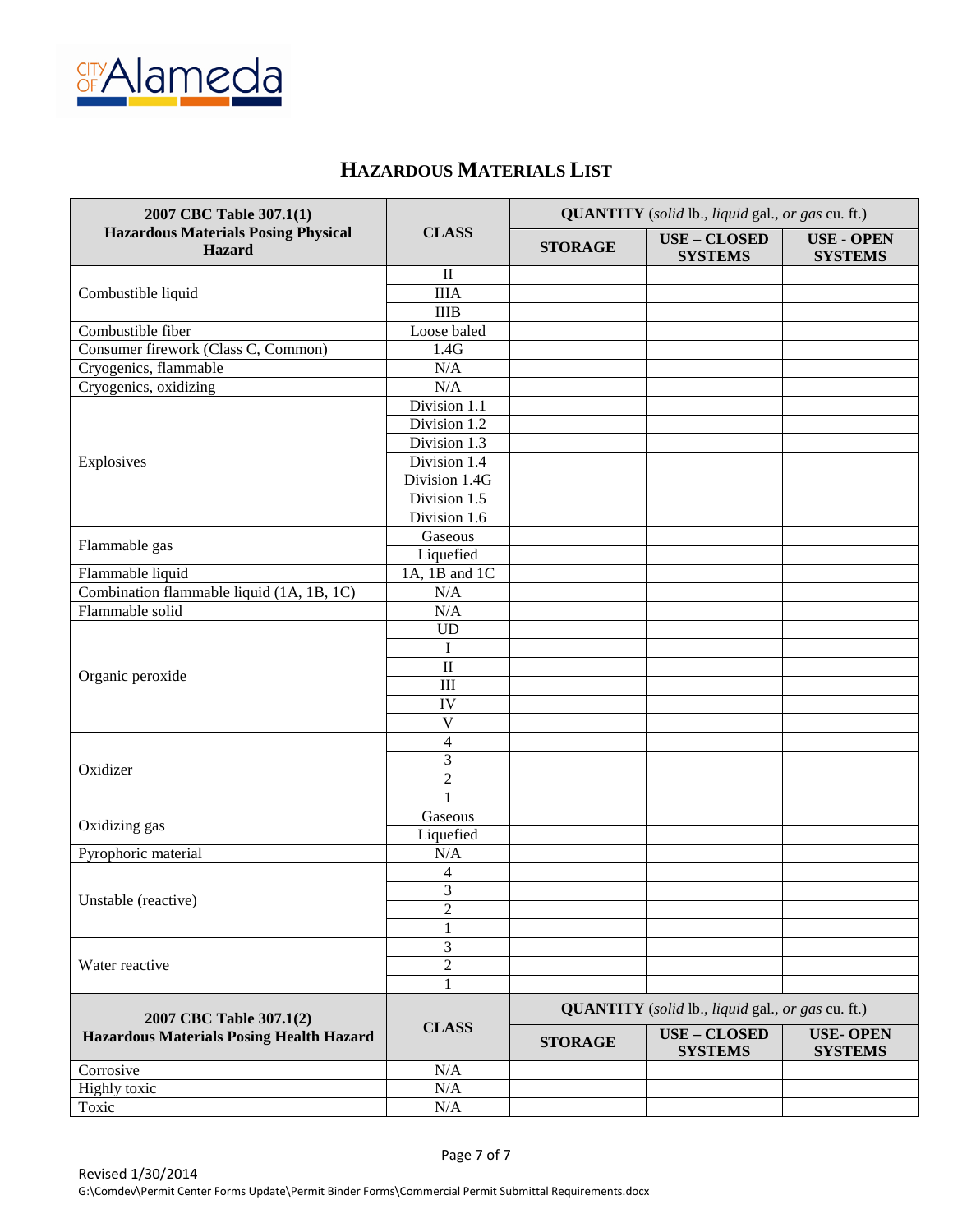## HAZARDOUS MATERIALS LIST

| 2007 CBC Table 307.1(1) Hazardous Materials Posing Physical Hazard | CLASS | QUANTITY (*solid* lb., *liquid* gal., *or gas* cu. ft.) | | |
|---|---|---|---|---|
| | | **STORAGE** | **USE – CLOSED SYSTEMS** | **USE - OPEN SYSTEMS** |
| Combustible liquid | II | | | |
| | IIIA | | | |
| | IIIB | | | |
| Combustible fiber | Loose baled | | | |
| Consumer firework (Class C, Common) | 1.4G | | | |
| Cryogenics, flammable | N/A | | | |
| Cryogenics, oxidizing | N/A | | | |
| Explosives | Division 1.1 | | | |
| | Division 1.2 | | | |
| | Division 1.3 | | | |
| | Division 1.4 | | | |
| | Division 1.4G | | | |
| | Division 1.5 | | | |
| | Division 1.6 | | | |
| Flammable gas | Gaseous | | | |
| | Liquefied | | | |
| Flammable liquid | 1A, 1B and 1C | | | |
| Combination flammable liquid (1A, 1B, 1C) | N/A | | | |
| Flammable solid | N/A | | | |
| Organic peroxide | UD | | | |
| | I | | | |
| | II | | | |
| | III | | | |
| | IV | | | |
| | V | | | |
| Oxidizer | 4 | | | |
| | 3 | | | |
| | 2 | | | |
| | 1 | | | |
| Oxidizing gas | Gaseous | | | |
| | Liquefied | | | |
| Pyrophoric material | N/A | | | |
| Unstable (reactive) | 4 | | | |
| | 3 | | | |
| | 2 | | | |
| | 1 | | | |
| Water reactive | 3 | | | |
| | 2 | | | |
| | 1 | | | |

| 2007 CBC Table 307.1(2) Hazardous Materials Posing Health Hazard | CLASS | QUANTITY (*solid* lb., *liquid* gal., *or gas* cu. ft.) | | |
|---|---|---|---|---|
| | | **STORAGE** | **USE – CLOSED SYSTEMS** | **USE- OPEN SYSTEMS** |
| Corrosive | N/A | | | |
| Highly toxic | N/A | | | |
| Toxic | N/A | | | |

Revised 1/30/2014
G:\Comdev\Permit Center Forms Update\Permit Binder Forms\Commercial Permit Submittal Requirements.docx